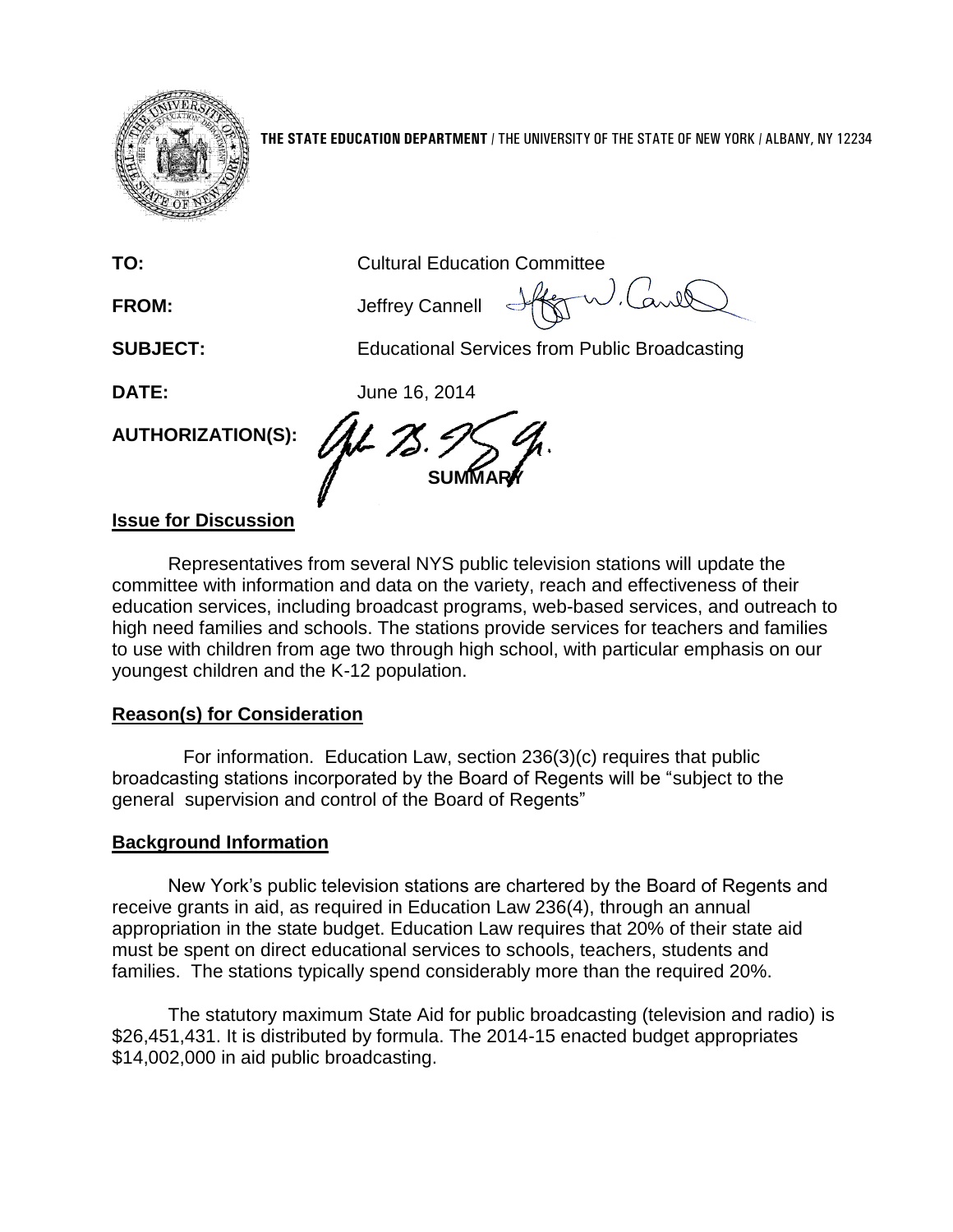**THE STATE EDUCATION DEPARTMENT** / THE UNIVERSITY OF THE STATE OF NEW YORK / ALBANY, NY 12234

**TO:** Cultural Education Committee

**FROM:** Jeffrey Cannell

**SUBJECT:** Educational Services from Public Broadcasting

**DATE:** June 16, 2014

**AUTHORIZATION(S):**

**SUMMARY**

## Issue for Discussion

Representatives from several NYS public television stations will update the committee with information and data on the variety, reach and effectiveness of their education services, including broadcast programs, web-based services, and outreach to high need families and schools. The stations provide services for teachers and families to use with children from age two through high school, with particular emphasis on our youngest children and the K-12 population.

## Reason(s) for Consideration

For information. Education Law, section 236(3)(c) requires that public broadcasting stations incorporated by the Board of Regents will be "subject to the general supervision and control of the Board of Regents"

## Background Information

New York's public television stations are chartered by the Board of Regents and receive grants in aid, as required in Education Law 236(4), through an annual appropriation in the state budget. Education Law requires that 20% of their state aid must be spent on direct educational services to schools, teachers, students and families. The stations typically spend considerably more than the required 20%.

The statutory maximum State Aid for public broadcasting (television and radio) is $26,451,431. It is distributed by formula. The 2014-15 enacted budget appropriates $14,002,000 in aid public broadcasting.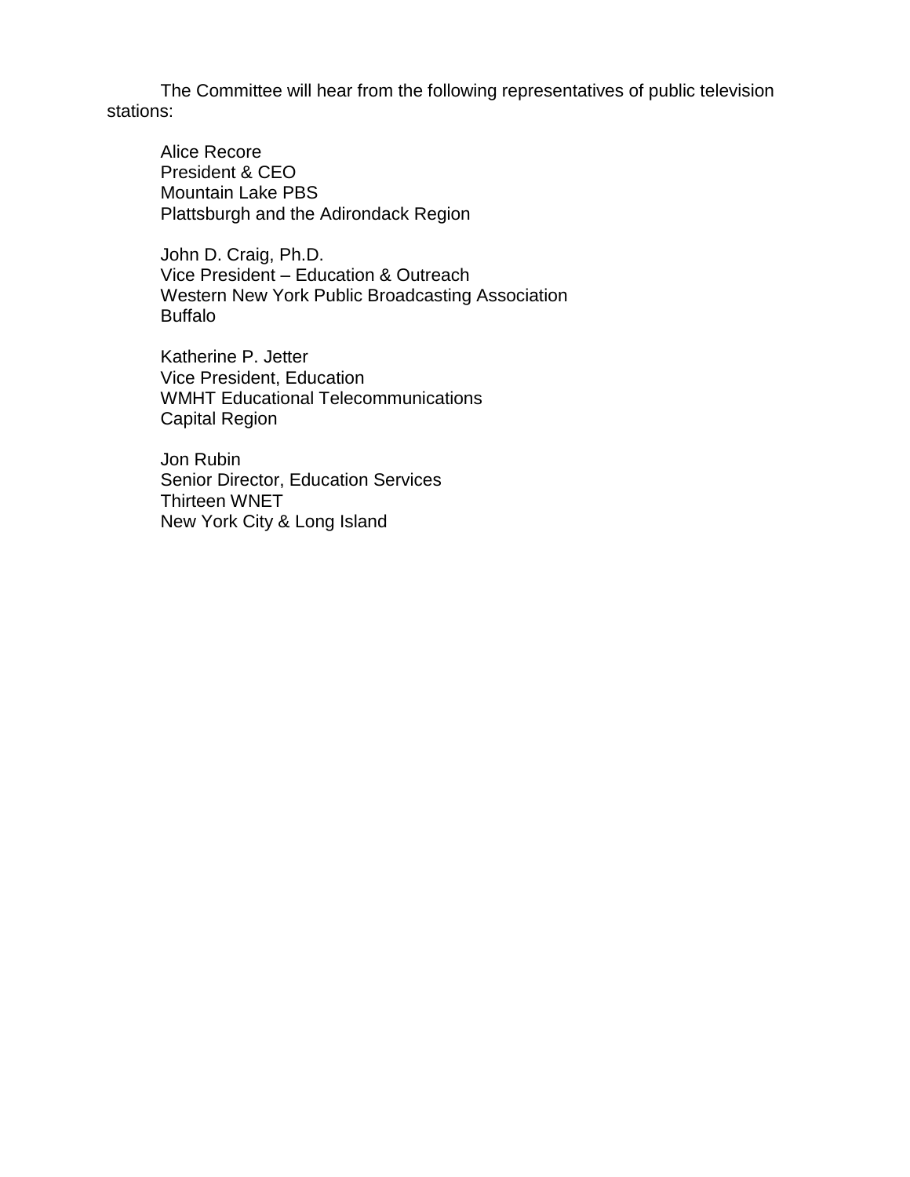The Committee will hear from the following representatives of public television stations:

Alice Recore  
President & CEO  
Mountain Lake PBS  
Plattsburgh and the Adirondack Region

John D. Craig, Ph.D.  
Vice President – Education & Outreach  
Western New York Public Broadcasting Association  
Buffalo

Katherine P. Jetter  
Vice President, Education  
WMHT Educational Telecommunications  
Capital Region

Jon Rubin  
Senior Director, Education Services  
Thirteen WNET  
New York City & Long Island